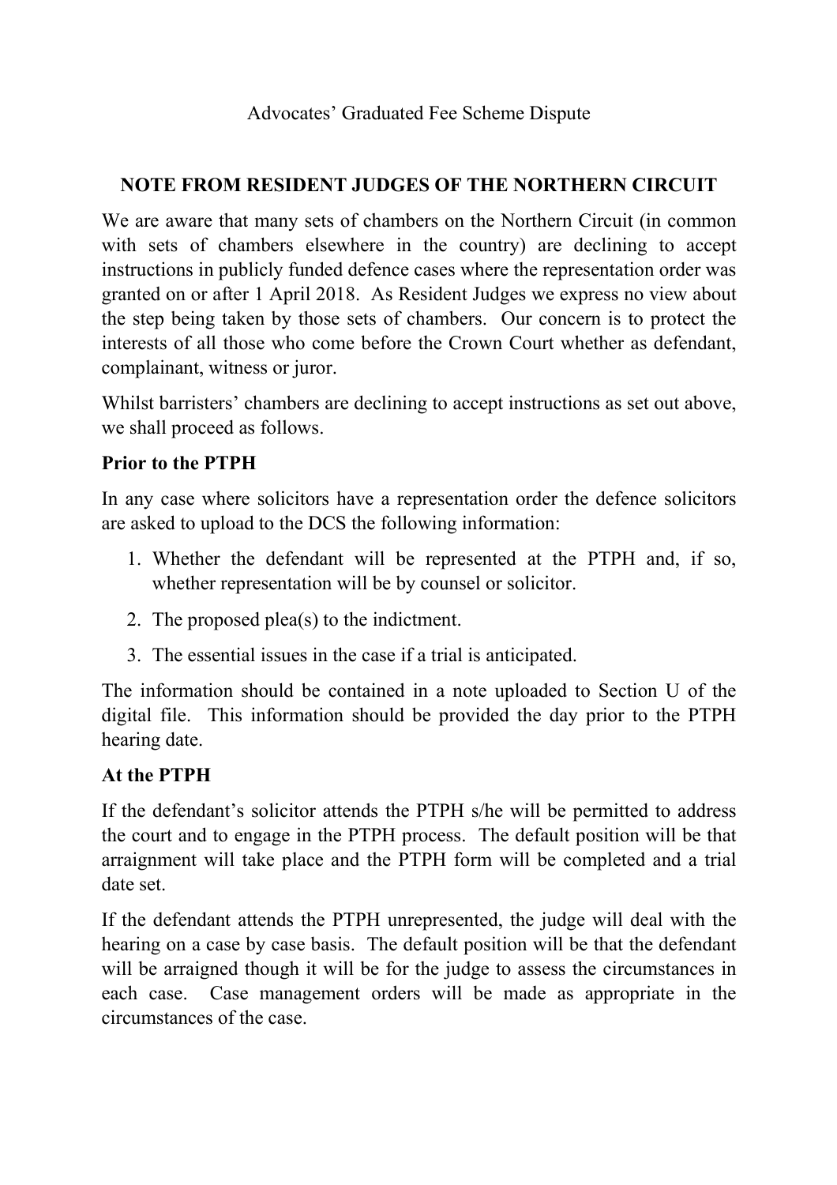Advocates' Graduated Fee Scheme Dispute

## NOTE FROM RESIDENT JUDGES OF THE NORTHERN CIRCUIT

We are aware that many sets of chambers on the Northern Circuit (in common with sets of chambers elsewhere in the country) are declining to accept instructions in publicly funded defence cases where the representation order was granted on or after 1 April 2018. As Resident Judges we express no view about the step being taken by those sets of chambers. Our concern is to protect the interests of all those who come before the Crown Court whether as defendant, complainant, witness or juror.

Whilst barristers' chambers are declining to accept instructions as set out above, we shall proceed as follows.

### Prior to the PTPH

In any case where solicitors have a representation order the defence solicitors are asked to upload to the DCS the following information:

1. Whether the defendant will be represented at the PTPH and, if so, whether representation will be by counsel or solicitor.
2. The proposed plea(s) to the indictment.
3. The essential issues in the case if a trial is anticipated.

The information should be contained in a note uploaded to Section U of the digital file. This information should be provided the day prior to the PTPH hearing date.

### At the PTPH

If the defendant's solicitor attends the PTPH s/he will be permitted to address the court and to engage in the PTPH process. The default position will be that arraignment will take place and the PTPH form will be completed and a trial date set.

If the defendant attends the PTPH unrepresented, the judge will deal with the hearing on a case by case basis. The default position will be that the defendant will be arraigned though it will be for the judge to assess the circumstances in each case. Case management orders will be made as appropriate in the circumstances of the case.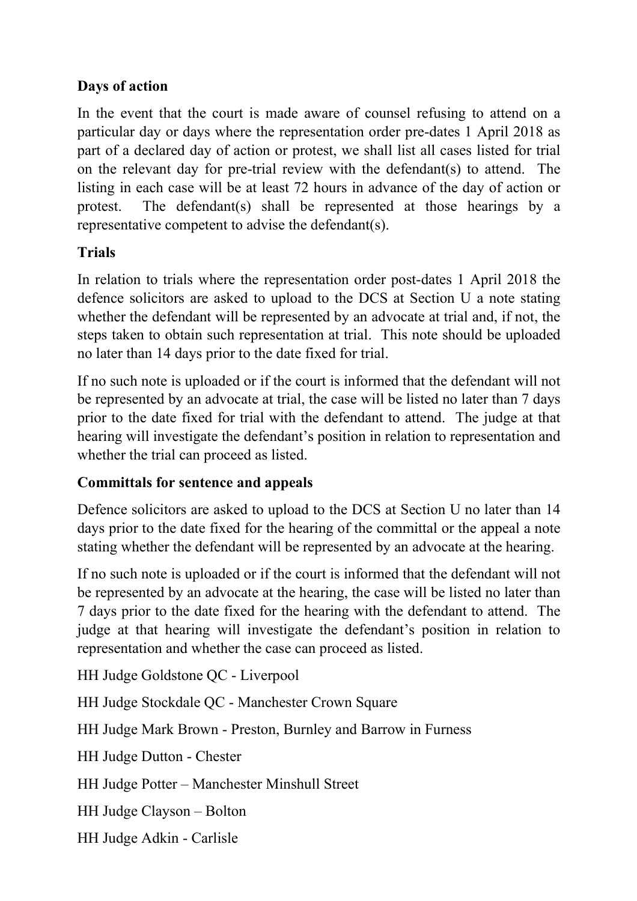**Days of action**

In the event that the court is made aware of counsel refusing to attend on a particular day or days where the representation order pre-dates 1 April 2018 as part of a declared day of action or protest, we shall list all cases listed for trial on the relevant day for pre-trial review with the defendant(s) to attend. The listing in each case will be at least 72 hours in advance of the day of action or protest. The defendant(s) shall be represented at those hearings by a representative competent to advise the defendant(s).

**Trials**

In relation to trials where the representation order post-dates 1 April 2018 the defence solicitors are asked to upload to the DCS at Section U a note stating whether the defendant will be represented by an advocate at trial and, if not, the steps taken to obtain such representation at trial. This note should be uploaded no later than 14 days prior to the date fixed for trial.

If no such note is uploaded or if the court is informed that the defendant will not be represented by an advocate at trial, the case will be listed no later than 7 days prior to the date fixed for trial with the defendant to attend. The judge at that hearing will investigate the defendant's position in relation to representation and whether the trial can proceed as listed.

**Committals for sentence and appeals**

Defence solicitors are asked to upload to the DCS at Section U no later than 14 days prior to the date fixed for the hearing of the committal or the appeal a note stating whether the defendant will be represented by an advocate at the hearing.

If no such note is uploaded or if the court is informed that the defendant will not be represented by an advocate at the hearing, the case will be listed no later than 7 days prior to the date fixed for the hearing with the defendant to attend. The judge at that hearing will investigate the defendant's position in relation to representation and whether the case can proceed as listed.

HH Judge Goldstone QC - Liverpool

HH Judge Stockdale QC - Manchester Crown Square

HH Judge Mark Brown - Preston, Burnley and Barrow in Furness

HH Judge Dutton - Chester

HH Judge Potter – Manchester Minshull Street

HH Judge Clayson – Bolton

HH Judge Adkin - Carlisle